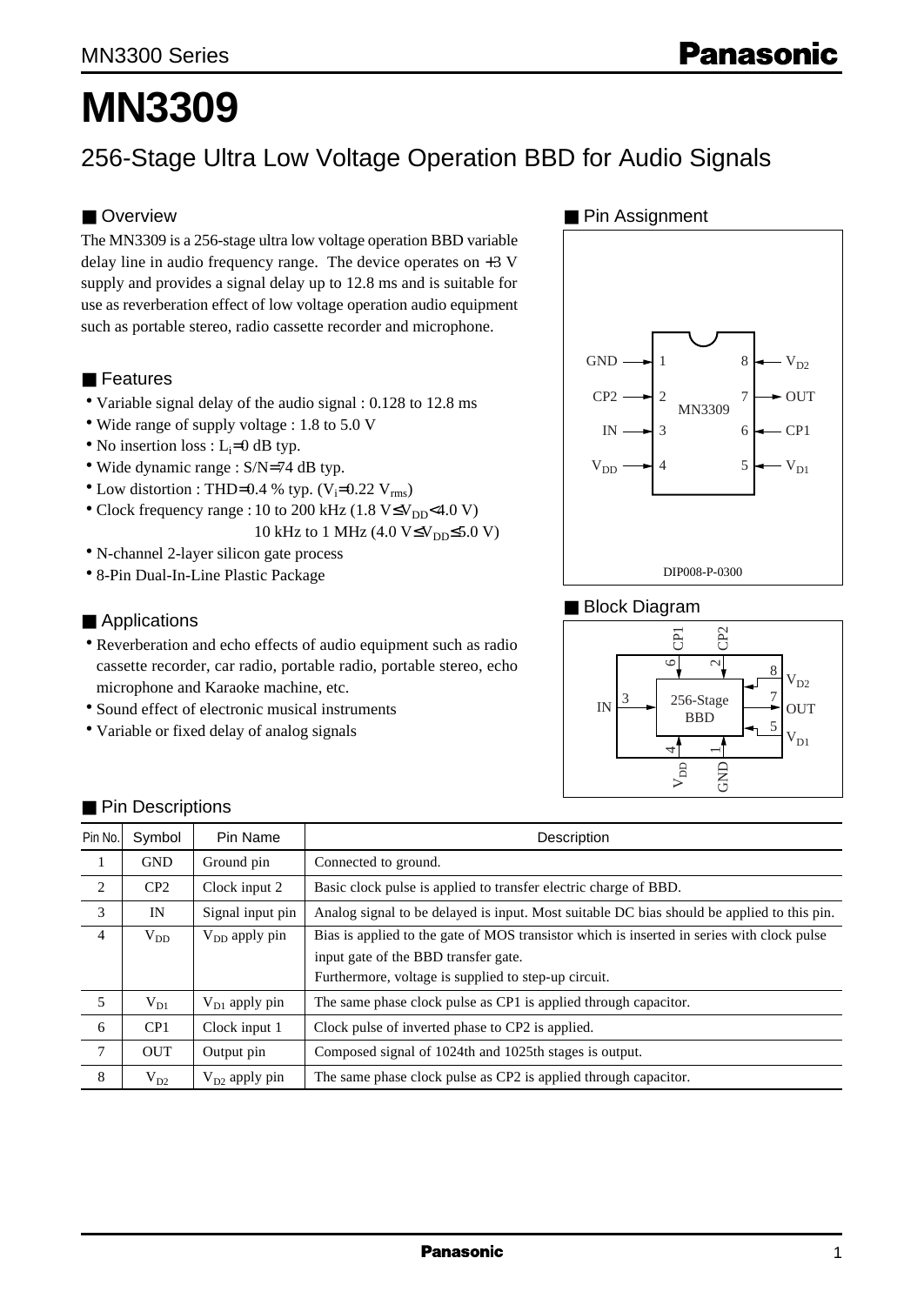# MN3309

## 256-Stage Ultra Low Voltage Operation BBD for Audio Signals

### ■ Overview

The MN3309 is a 256-stage ultra low voltage operation BBD variable delay line in audio frequency range. The device operates on +3 V supply and provides a signal delay up to 12.8 ms and is suitable for use as reverberation effect of low voltage operation audio equipment such as portable stereo, radio cassette recorder and microphone.

### ■ Features

- Variable signal delay of the audio signal : 0.128 to 12.8 ms
- Wide range of supply voltage : 1.8 to 5.0 V
- No insertion loss : $L_i$=0 dB typ.
- Wide dynamic range : S/N=74 dB typ.
- Low distortion : THD=0.4 % typ. ($V_i$=0.22 $V_{rms}$)
- Clock frequency range : 10 to 200 kHz (1.8 V≤$V_{DD}$<4.0 V)
  10 kHz to 1 MHz (4.0 V≤$V_{DD}$≤5.0 V)
- N-channel 2-layer silicon gate process
- 8-Pin Dual-In-Line Plastic Package

### ■ Applications

- Reverberation and echo effects of audio equipment such as radio cassette recorder, car radio, portable radio, portable stereo, echo microphone and Karaoke machine, etc.
- Sound effect of electronic musical instruments
- Variable or fixed delay of analog signals

### ■ Pin Assignment

GND → 1, CP2 → 2, IN → 3, $V_{DD}$ → 4, $V_{D1}$ → 5, CP1 → 6, 7 → OUT, $V_{D2}$ → 8

MN3309

DIP008-P-0300

### ■ Block Diagram

IN (3) → 256-Stage BBD → OUT (7); CP1 (6), CP2 (2), $V_{D2}$ (8), $V_{D1}$ (5), $V_{DD}$ (4), GND (1)

### ■ Pin Descriptions

| Pin No. | Symbol | Pin Name | Description |
|---|---|---|---|
| 1 | GND | Ground pin | Connected to ground. |
| 2 | CP2 | Clock input 2 | Basic clock pulse is applied to transfer electric charge of BBD. |
| 3 | IN | Signal input pin | Analog signal to be delayed is input. Most suitable DC bias should be applied to this pin. |
| 4 | $V_{DD}$ | $V_{DD}$ apply pin | Bias is applied to the gate of MOS transistor which is inserted in series with clock pulse input gate of the BBD transfer gate. Furthermore, voltage is supplied to step-up circuit. |
| 5 | $V_{D1}$ | $V_{D1}$ apply pin | The same phase clock pulse as CP1 is applied through capacitor. |
| 6 | CP1 | Clock input 1 | Clock pulse of inverted phase to CP2 is applied. |
| 7 | OUT | Output pin | Composed signal of 1024th and 1025th stages is output. |
| 8 | $V_{D2}$ | $V_{D2}$ apply pin | The same phase clock pulse as CP2 is applied through capacitor. |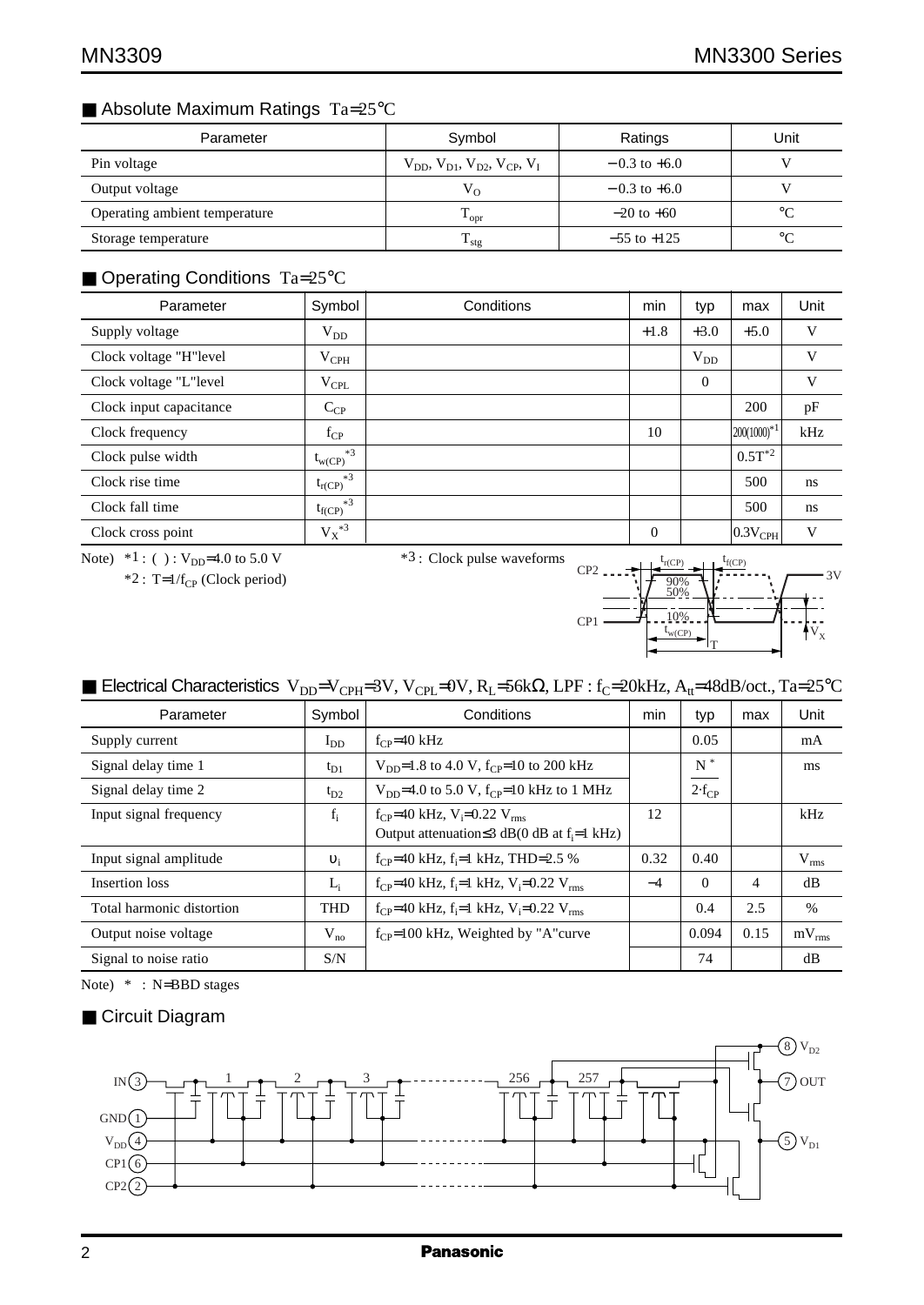## ■ Absolute Maximum Ratings $Ta=25°C$

| Parameter | Symbol | Ratings | Unit |
|---|---|---|---|
| Pin voltage | $V_{DD}$, $V_{D1}$, $V_{D2}$, $V_{CP}$, $V_I$ | −0.3 to +6.0 | V |
| Output voltage | $V_O$ | −0.3 to +6.0 | V |
| Operating ambient temperature | $T_{opr}$ | −20 to +60 | °C |
| Storage temperature | $T_{stg}$ | −55 to +125 | °C |

## ■ Operating Conditions $Ta=25°C$

| Parameter | Symbol | Conditions | min | typ | max | Unit |
|---|---|---|---|---|---|---|
| Supply voltage | $V_{DD}$ | | +1.8 | +3.0 | +5.0 | V |
| Clock voltage "H"level | $V_{CPH}$ | | | $V_{DD}$ | | V |
| Clock voltage "L"level | $V_{CPL}$ | | | 0 | | V |
| Clock input capacitance | $C_{CP}$ | | | | 200 | pF |
| Clock frequency | $f_{CP}$ | | 10 | | 200(1000)*1 | kHz |
| Clock pulse width | $t_{w(CP)}$ *3 | | | | $0.5T$ *2 | |
| Clock rise time | $t_{r(CP)}$ *3 | | | | 500 | ns |
| Clock fall time | $t_{f(CP)}$ *3 | | | | 500 | ns |
| Clock cross point | $V_X$ *3 | | 0 | | $0.3V_{CPH}$ | V |

Note) *1 : ( ) : $V_{DD}$=4.0 to 5.0 V
*2 : $T=1/f_{CP}$ (Clock period)
*3 : Clock pulse waveforms

## ■ Electrical Characteristics $V_{DD}=V_{CPH}=3V$, $V_{CPL}=0V$, $R_L=56k\Omega$, LPF : $f_C=20kHz$, $A_{tt}=48dB/oct.$, $Ta=25°C$

| Parameter | Symbol | Conditions | min | typ | max | Unit |
|---|---|---|---|---|---|---|
| Supply current | $I_{DD}$ | $f_{CP}$=40 kHz | | 0.05 | | mA |
| Signal delay time 1 | $t_{D1}$ | $V_{DD}$=1.8 to 4.0 V, $f_{CP}$=10 to 200 kHz | | $\frac{N^*}{2 \cdot f_{CP}}$ | | ms |
| Signal delay time 2 | $t_{D2}$ | $V_{DD}$=4.0 to 5.0 V, $f_{CP}$=10 kHz to 1 MHz | | | | |
| Input signal frequency | $f_i$ | $f_{CP}$=40 kHz, $V_i$=0.22 $V_{rms}$ Output attenuation≤3 dB(0 dB at $f_i$=1 kHz) | 12 | | | kHz |
| Input signal amplitude | $\upsilon_i$ | $f_{CP}$=40 kHz, $f_i$=1 kHz, THD=2.5 % | 0.32 | 0.40 | | $V_{rms}$ |
| Insertion loss | $L_i$ | $f_{CP}$=40 kHz, $f_i$=1 kHz, $V_i$=0.22 $V_{rms}$ | −4 | 0 | 4 | dB |
| Total harmonic distortion | THD | $f_{CP}$=40 kHz, $f_i$=1 kHz, $V_i$=0.22 $V_{rms}$ | | 0.4 | 2.5 | % |
| Output noise voltage | $V_{no}$ | $f_{CP}$=100 kHz, Weighted by "A"curve | | 0.094 | 0.15 | $mV_{rms}$ |
| Signal to noise ratio | S/N | | | 74 | | dB |

Note) * : N=BBD stages

## ■ Circuit Diagram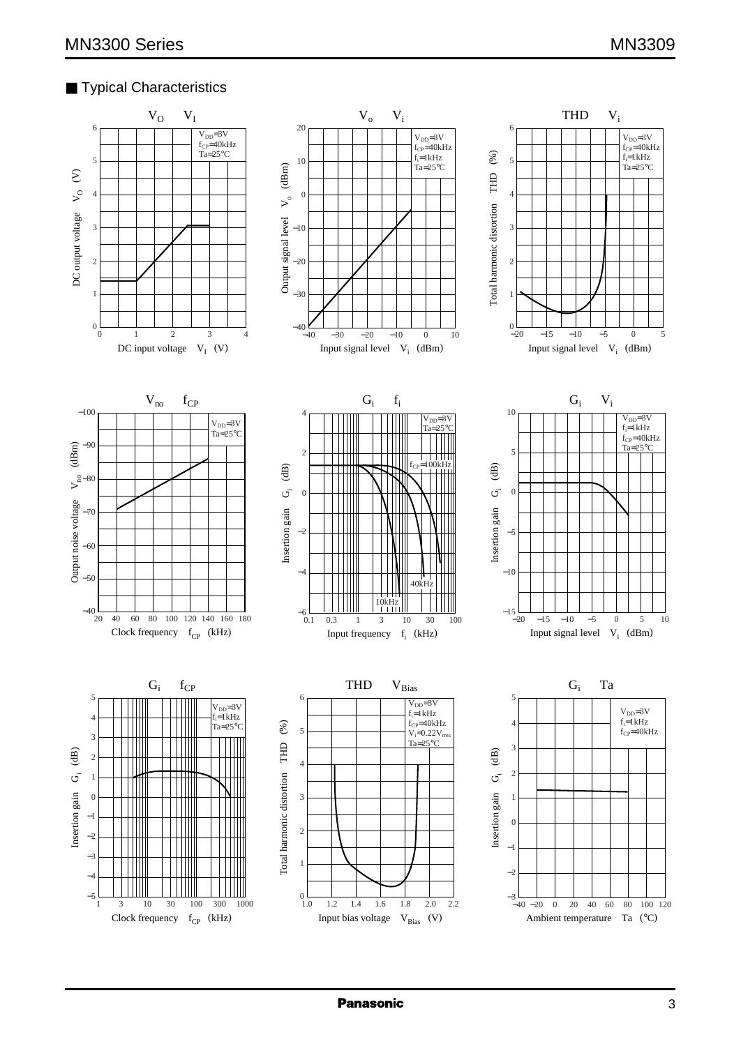## ■ Typical Characteristics

**$V_O$ — $V_I$**

$V_{DD}$=3V, $f_{CP}$=40kHz, Ta=25°C

DC output voltage $V_O$ (V) vs. DC input voltage $V_I$ (V)

**$V_o$ — $V_i$**

$V_{DD}$=3V, $f_{CP}$=40kHz, $f_i$=1kHz, Ta=25°C

Output signal level $V_o$ (dBm) vs. Input signal level $V_i$ (dBm)

**THD — $V_i$**

$V_{DD}$=3V, $f_{CP}$=40kHz, $f_i$=1kHz, Ta=25°C

Total harmonic distortion THD (%) vs. Input signal level $V_i$ (dBm)

**$V_{no}$ — $f_{CP}$**

$V_{DD}$=3V, Ta=25°C

Output noise voltage $V_{no}$ (dBm) vs. Clock frequency $f_{CP}$ (kHz)

**$G_i$ — $f_i$**

$V_{DD}$=3V, Ta=25°C

$f_{CP}$=100kHz, 40kHz, 10kHz

Insertion gain $G_i$ (dB) vs. Input frequency $f_i$ (kHz)

**$G_i$ — $V_i$**

$V_{DD}$=3V, $f_i$=1kHz, $f_{CP}$=40kHz, Ta=25°C

Insertion gain $G_i$ (dB) vs. Input signal level $V_i$ (dBm)

**$G_i$ — $f_{CP}$**

$V_{DD}$=3V, $f_i$=1kHz, Ta=25°C

Insertion gain $G_i$ (dB) vs. Clock frequency $f_{CP}$ (kHz)

**THD — $V_{Bias}$**

$V_{DD}$=3V, $f_i$=1kHz, $f_{CP}$=40kHz, $V_i$=0.22$V_{rms}$, Ta=25°C

Total harmonic distortion THD (%) vs. Input bias voltage $V_{Bias}$ (V)

**$G_i$ — Ta**

$V_{DD}$=3V, $f_i$=1kHz, $f_{CP}$=40kHz

Insertion gain $G_i$ (dB) vs. Ambient temperature Ta (°C)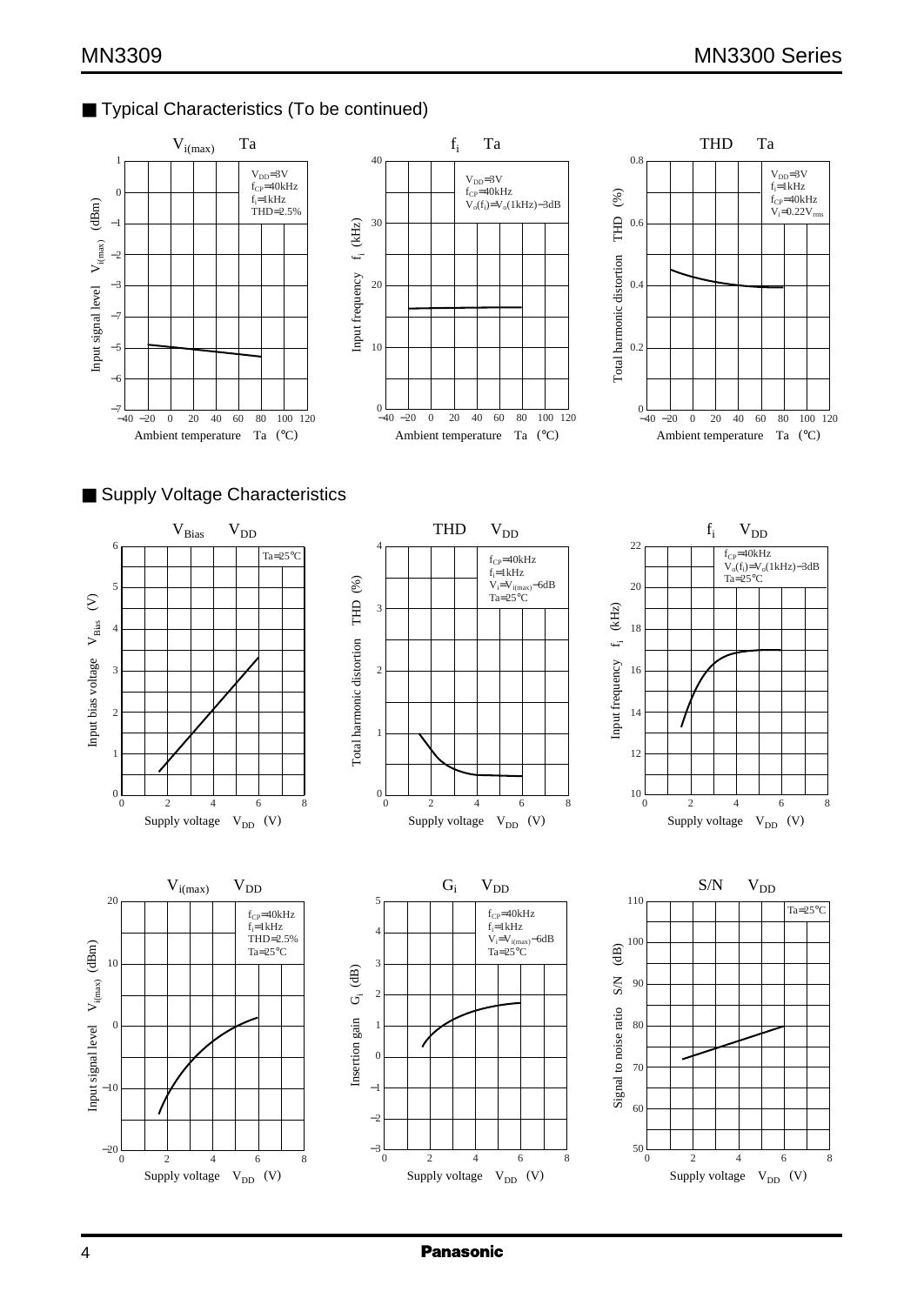## ■ Typical Characteristics (To be continued)

$V_{i(max)}$ — Ta

$V_{DD}$=3V
$f_{CP}$=40kHz
$f_i$=1kHz
THD=2.5%

Input signal level $V_{i(max)}$ (dBm)

Ambient temperature Ta (°C)

$f_i$ — Ta

$V_{DD}$=3V
$f_{CP}$=40kHz
$V_o(f_i)$=$V_o$(1kHz)−3dB

Input frequency $f_i$ (kHz)

Ambient temperature Ta (°C)

THD — Ta

$V_{DD}$=3V
$f_i$=1kHz
$f_{CP}$=40kHz
$V_i$=0.22$V_{rms}$

Total harmonic distortion THD (%)

Ambient temperature Ta (°C)

## ■ Supply Voltage Characteristics

$V_{Bias}$ — $V_{DD}$

Ta=25°C

Input bias voltage $V_{Bias}$ (V)

Supply voltage $V_{DD}$ (V)

THD — $V_{DD}$

$f_{CP}$=40kHz
$f_i$=1kHz
$V_i$=$V_{i(max)}$−6dB
Ta=25°C

Total harmonic distortion THD (%)

Supply voltage $V_{DD}$ (V)

$f_i$ — $V_{DD}$

$f_{CP}$=40kHz
$V_o(f_i)$=$V_o$(1kHz)−3dB
Ta=25°C

Input frequency $f_i$ (kHz)

Supply voltage $V_{DD}$ (V)

$V_{i(max)}$ — $V_{DD}$

$f_{CP}$=40kHz
$f_i$=1kHz
THD=2.5%
Ta=25°C

Input signal level $V_{i(max)}$ (dBm)

Supply voltage $V_{DD}$ (V)

$G_i$ — $V_{DD}$

$f_{CP}$=40kHz
$f_i$=1kHz
$V_i$=$V_{i(max)}$−6dB
Ta=25°C

Insertion gain $G_i$ (dB)

Supply voltage $V_{DD}$ (V)

S/N — $V_{DD}$

Ta=25°C

Signal to noise ratio S/N (dB)

Supply voltage $V_{DD}$ (V)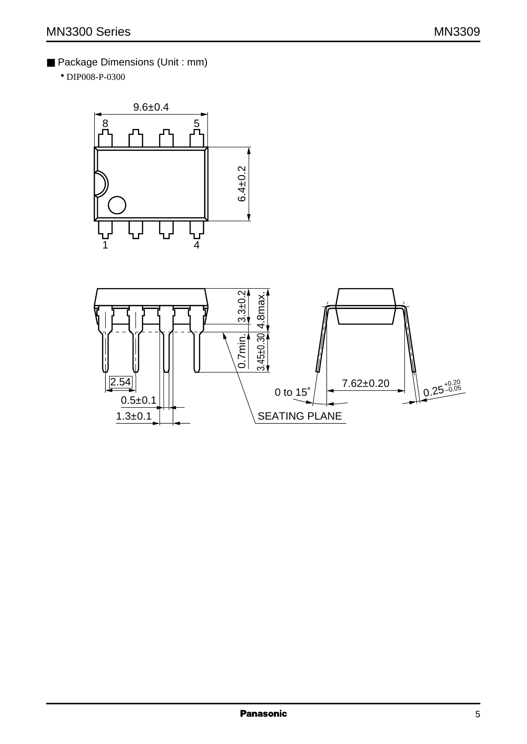## ■ Package Dimensions (Unit : mm)

- DIP008-P-0300

9.6±0.4

8

5

6.4±0.2

1

4

3.3±0.2

4.8max.

0.7min.

3.45±0.30

2.54

0.5±0.1

1.3±0.1

SEATING PLANE

7.62±0.20

0 to 15˚

$0.25^{+0.20}_{-0.05}$